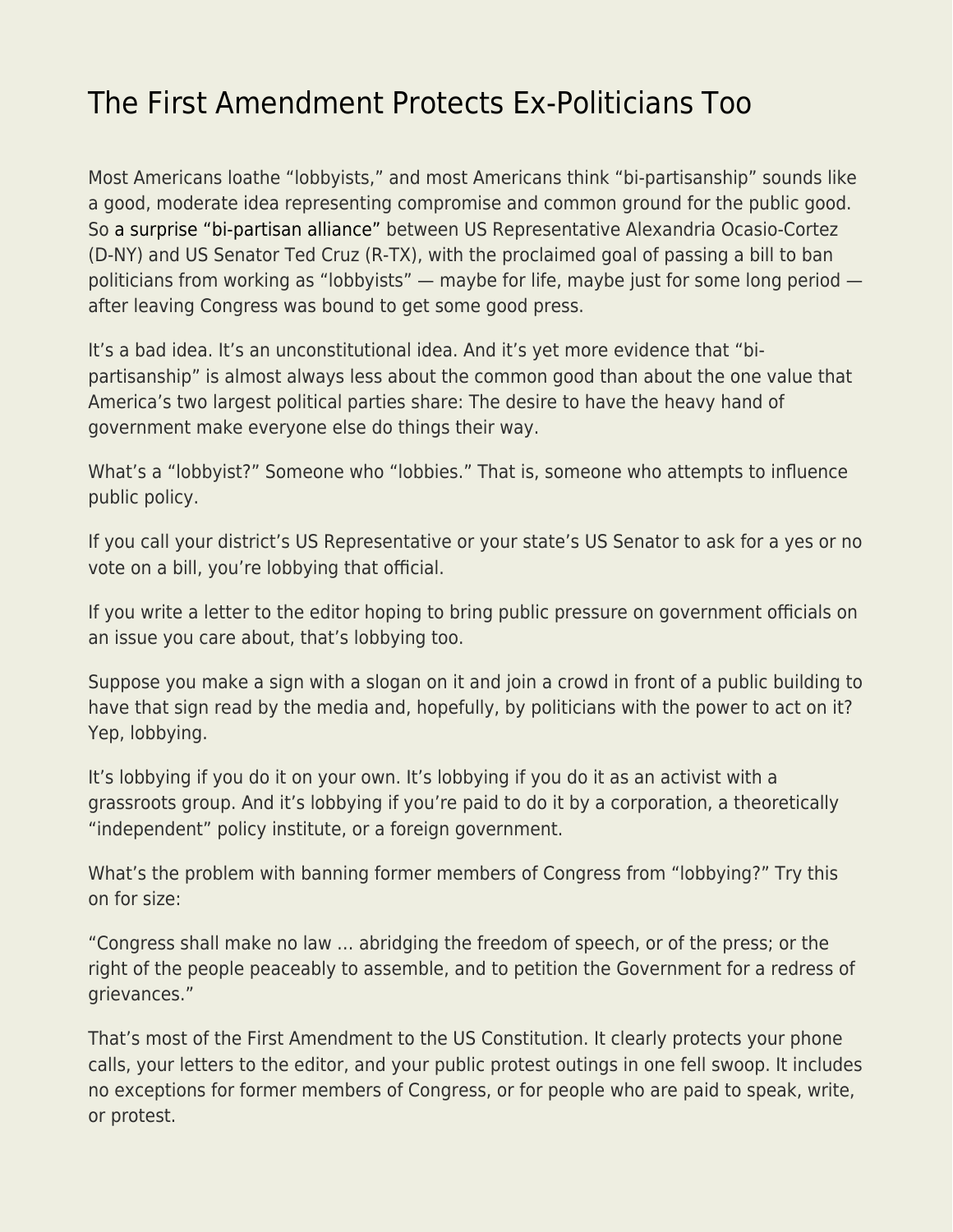# The First Amendment Protects Ex-Politicians Too

Most Americans loathe "lobbyists," and most Americans think "bi-partisanship" sounds like a good, moderate idea representing compromise and common ground for the public good. So a surprise "bi-partisan alliance" between US Representative Alexandria Ocasio-Cortez (D-NY) and US Senator Ted Cruz (R-TX), with the proclaimed goal of passing a bill to ban politicians from working as "lobbyists" — maybe for life, maybe just for some long period — after leaving Congress was bound to get some good press.

It's a bad idea. It's an unconstitutional idea. And it's yet more evidence that "bi-partisanship" is almost always less about the common good than about the one value that America's two largest political parties share: The desire to have the heavy hand of government make everyone else do things their way.

What's a "lobbyist?" Someone who "lobbies." That is, someone who attempts to influence public policy.

If you call your district's US Representative or your state's US Senator to ask for a yes or no vote on a bill, you're lobbying that official.

If you write a letter to the editor hoping to bring public pressure on government officials on an issue you care about, that's lobbying too.

Suppose you make a sign with a slogan on it and join a crowd in front of a public building to have that sign read by the media and, hopefully, by politicians with the power to act on it? Yep, lobbying.

It's lobbying if you do it on your own. It's lobbying if you do it as an activist with a grassroots group. And it's lobbying if you're paid to do it by a corporation, a theoretically "independent" policy institute, or a foreign government.

What's the problem with banning former members of Congress from "lobbying?" Try this on for size:

"Congress shall make no law … abridging the freedom of speech, or of the press; or the right of the people peaceably to assemble, and to petition the Government for a redress of grievances."

That's most of the First Amendment to the US Constitution. It clearly protects your phone calls, your letters to the editor, and your public protest outings in one fell swoop. It includes no exceptions for former members of Congress, or for people who are paid to speak, write, or protest.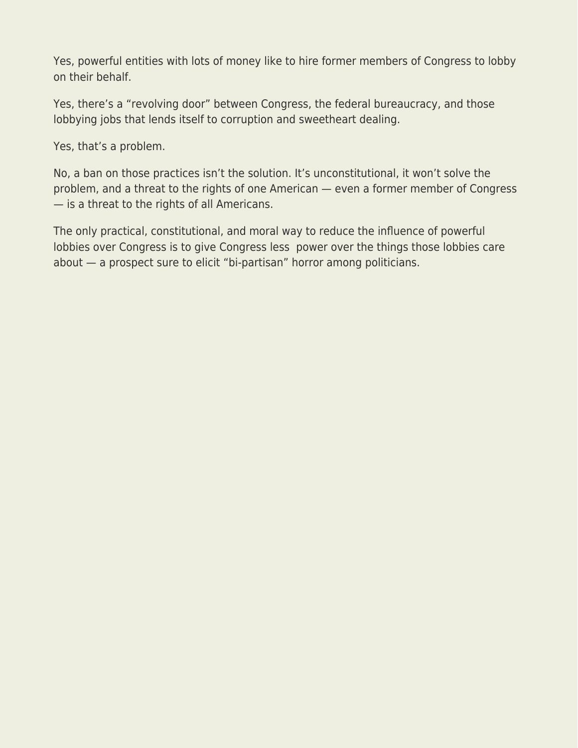Yes, powerful entities with lots of money like to hire former members of Congress to lobby on their behalf.

Yes, there's a "revolving door" between Congress, the federal bureaucracy, and those lobbying jobs that lends itself to corruption and sweetheart dealing.

Yes, that's a problem.

No, a ban on those practices isn't the solution. It's unconstitutional, it won't solve the problem, and a threat to the rights of one American — even a former member of Congress — is a threat to the rights of all Americans.

The only practical, constitutional, and moral way to reduce the influence of powerful lobbies over Congress is to give Congress less power over the things those lobbies care about — a prospect sure to elicit "bi-partisan" horror among politicians.